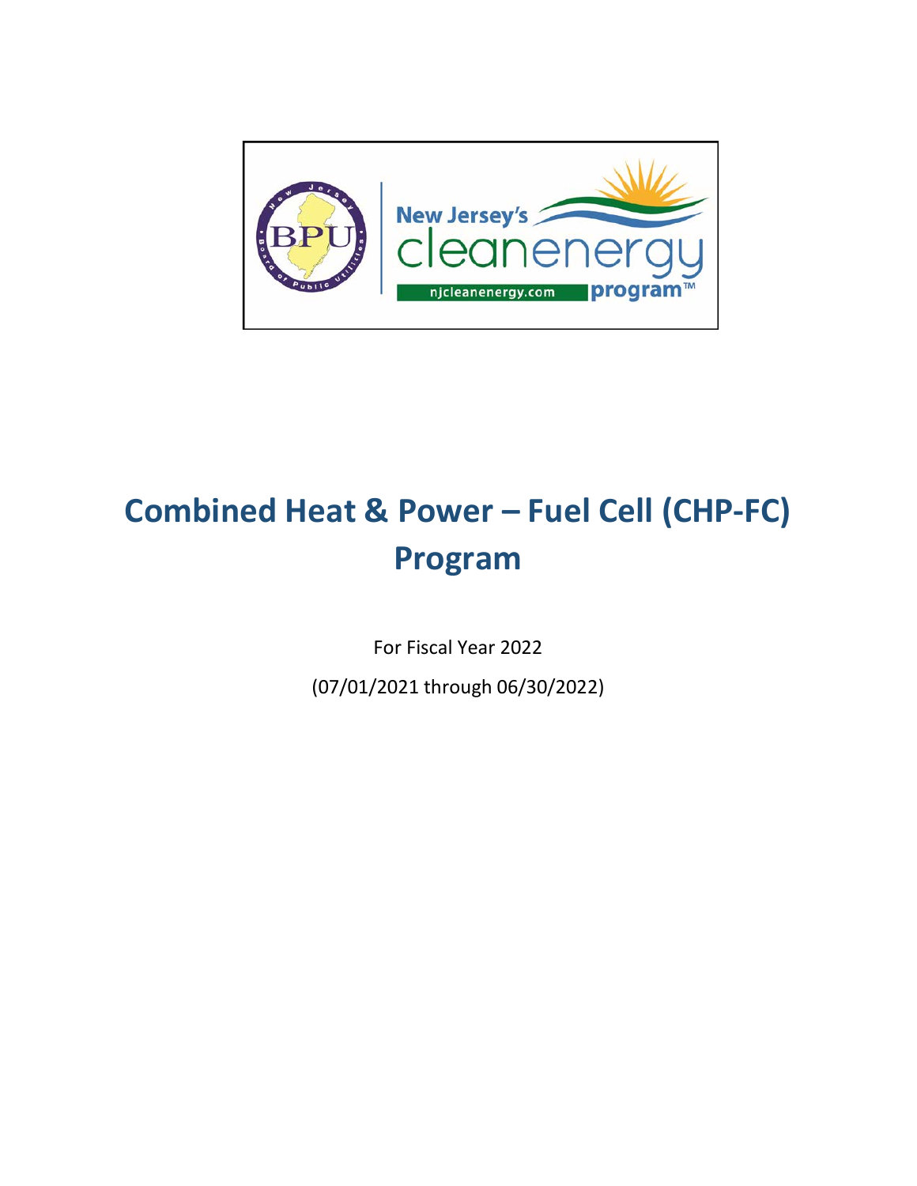# Combined Heat & Power – Fuel Cell (CHP-FC) Program

For Fiscal Year 2022

(07/01/2021 through 06/30/2022)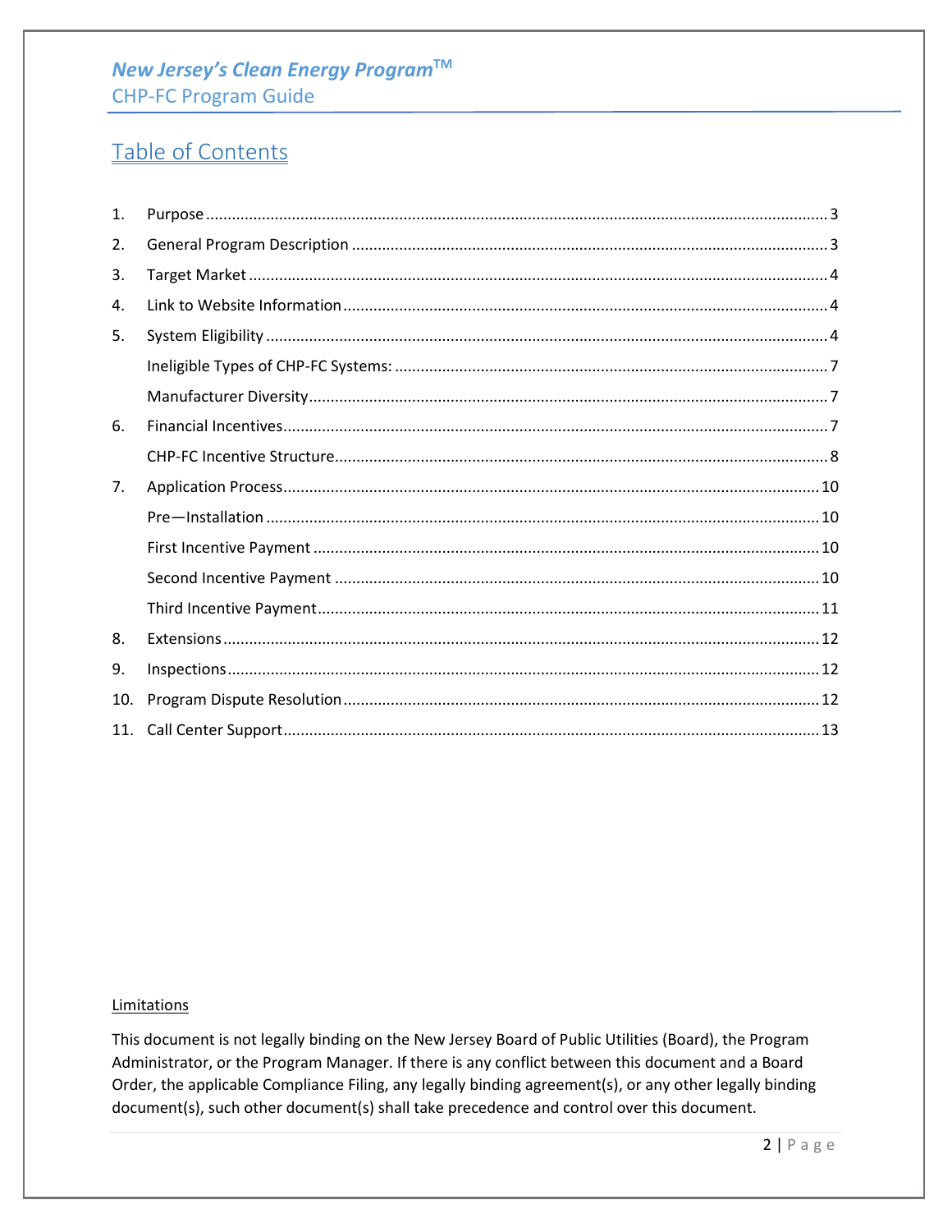# Table of Contents

1. Purpose ..... 3
2. General Program Description ..... 3
3. Target Market ..... 4
4. Link to Website Information ..... 4
5. System Eligibility ..... 4
   - Ineligible Types of CHP-FC Systems: ..... 7
   - Manufacturer Diversity ..... 7
6. Financial Incentives ..... 7
   - CHP-FC Incentive Structure ..... 8
7. Application Process ..... 10
   - Pre—Installation ..... 10
   - First Incentive Payment ..... 10
   - Second Incentive Payment ..... 10
   - Third Incentive Payment ..... 11
8. Extensions ..... 12
9. Inspections ..... 12
10. Program Dispute Resolution ..... 12
11. Call Center Support ..... 13

<u>Limitations</u>

This document is not legally binding on the New Jersey Board of Public Utilities (Board), the Program Administrator, or the Program Manager. If there is any conflict between this document and a Board Order, the applicable Compliance Filing, any legally binding agreement(s), or any other legally binding document(s), such other document(s) shall take precedence and control over this document.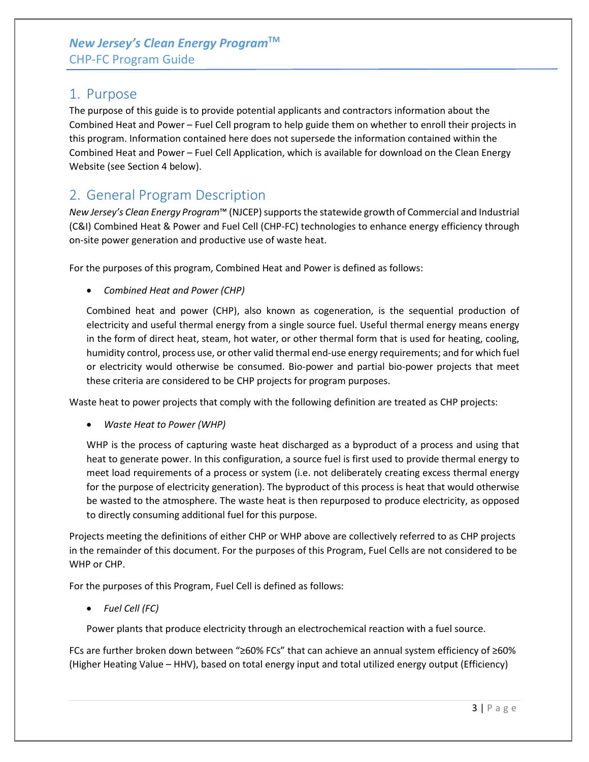## 1. Purpose

The purpose of this guide is to provide potential applicants and contractors information about the Combined Heat and Power – Fuel Cell program to help guide them on whether to enroll their projects in this program. Information contained here does not supersede the information contained within the Combined Heat and Power – Fuel Cell Application, which is available for download on the Clean Energy Website (see Section 4 below).

## 2. General Program Description

*New Jersey's Clean Energy Program*™ (NJCEP) supports the statewide growth of Commercial and Industrial (C&I) Combined Heat & Power and Fuel Cell (CHP-FC) technologies to enhance energy efficiency through on-site power generation and productive use of waste heat.

For the purposes of this program, Combined Heat and Power is defined as follows:

- *Combined Heat and Power (CHP)*

  Combined heat and power (CHP), also known as cogeneration, is the sequential production of electricity and useful thermal energy from a single source fuel. Useful thermal energy means energy in the form of direct heat, steam, hot water, or other thermal form that is used for heating, cooling, humidity control, process use, or other valid thermal end-use energy requirements; and for which fuel or electricity would otherwise be consumed. Bio-power and partial bio-power projects that meet these criteria are considered to be CHP projects for program purposes.

Waste heat to power projects that comply with the following definition are treated as CHP projects:

- *Waste Heat to Power (WHP)*

  WHP is the process of capturing waste heat discharged as a byproduct of a process and using that heat to generate power. In this configuration, a source fuel is first used to provide thermal energy to meet load requirements of a process or system (i.e. not deliberately creating excess thermal energy for the purpose of electricity generation). The byproduct of this process is heat that would otherwise be wasted to the atmosphere. The waste heat is then repurposed to produce electricity, as opposed to directly consuming additional fuel for this purpose.

Projects meeting the definitions of either CHP or WHP above are collectively referred to as CHP projects in the remainder of this document. For the purposes of this Program, Fuel Cells are not considered to be WHP or CHP.

For the purposes of this Program, Fuel Cell is defined as follows:

- *Fuel Cell (FC)*

  Power plants that produce electricity through an electrochemical reaction with a fuel source.

FCs are further broken down between "≥60% FCs" that can achieve an annual system efficiency of ≥60% (Higher Heating Value – HHV), based on total energy input and total utilized energy output (Efficiency)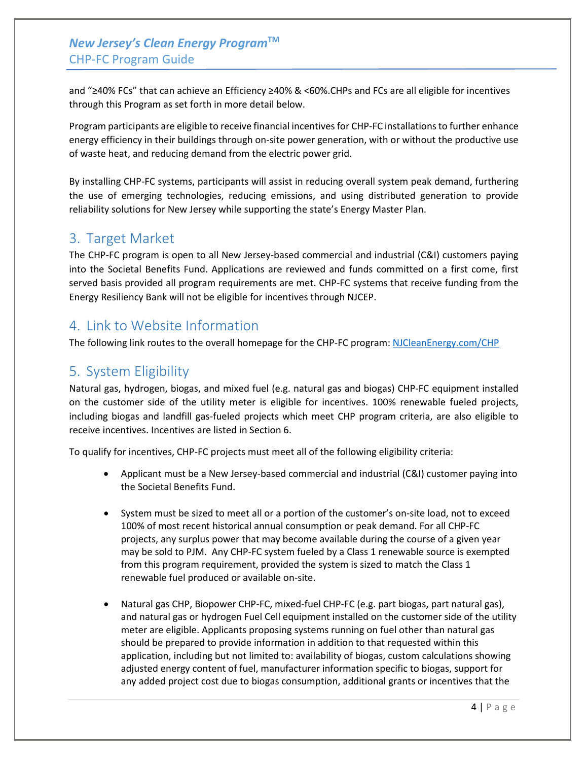and "≥40% FCs" that can achieve an Efficiency ≥40% & <60%.CHPs and FCs are all eligible for incentives through this Program as set forth in more detail below.

Program participants are eligible to receive financial incentives for CHP-FC installations to further enhance energy efficiency in their buildings through on-site power generation, with or without the productive use of waste heat, and reducing demand from the electric power grid.

By installing CHP-FC systems, participants will assist in reducing overall system peak demand, furthering the use of emerging technologies, reducing emissions, and using distributed generation to provide reliability solutions for New Jersey while supporting the state's Energy Master Plan.

## 3. Target Market

The CHP-FC program is open to all New Jersey-based commercial and industrial (C&I) customers paying into the Societal Benefits Fund. Applications are reviewed and funds committed on a first come, first served basis provided all program requirements are met. CHP-FC systems that receive funding from the Energy Resiliency Bank will not be eligible for incentives through NJCEP.

## 4. Link to Website Information

The following link routes to the overall homepage for the CHP-FC program: [NJCleanEnergy.com/CHP](NJCleanEnergy.com/CHP)

## 5. System Eligibility

Natural gas, hydrogen, biogas, and mixed fuel (e.g. natural gas and biogas) CHP-FC equipment installed on the customer side of the utility meter is eligible for incentives. 100% renewable fueled projects, including biogas and landfill gas-fueled projects which meet CHP program criteria, are also eligible to receive incentives. Incentives are listed in Section 6.

To qualify for incentives, CHP-FC projects must meet all of the following eligibility criteria:

- Applicant must be a New Jersey-based commercial and industrial (C&I) customer paying into the Societal Benefits Fund.

- System must be sized to meet all or a portion of the customer's on-site load, not to exceed 100% of most recent historical annual consumption or peak demand. For all CHP-FC projects, any surplus power that may become available during the course of a given year may be sold to PJM. Any CHP-FC system fueled by a Class 1 renewable source is exempted from this program requirement, provided the system is sized to match the Class 1 renewable fuel produced or available on-site.

- Natural gas CHP, Biopower CHP-FC, mixed-fuel CHP-FC (e.g. part biogas, part natural gas), and natural gas or hydrogen Fuel Cell equipment installed on the customer side of the utility meter are eligible. Applicants proposing systems running on fuel other than natural gas should be prepared to provide information in addition to that requested within this application, including but not limited to: availability of biogas, custom calculations showing adjusted energy content of fuel, manufacturer information specific to biogas, support for any added project cost due to biogas consumption, additional grants or incentives that the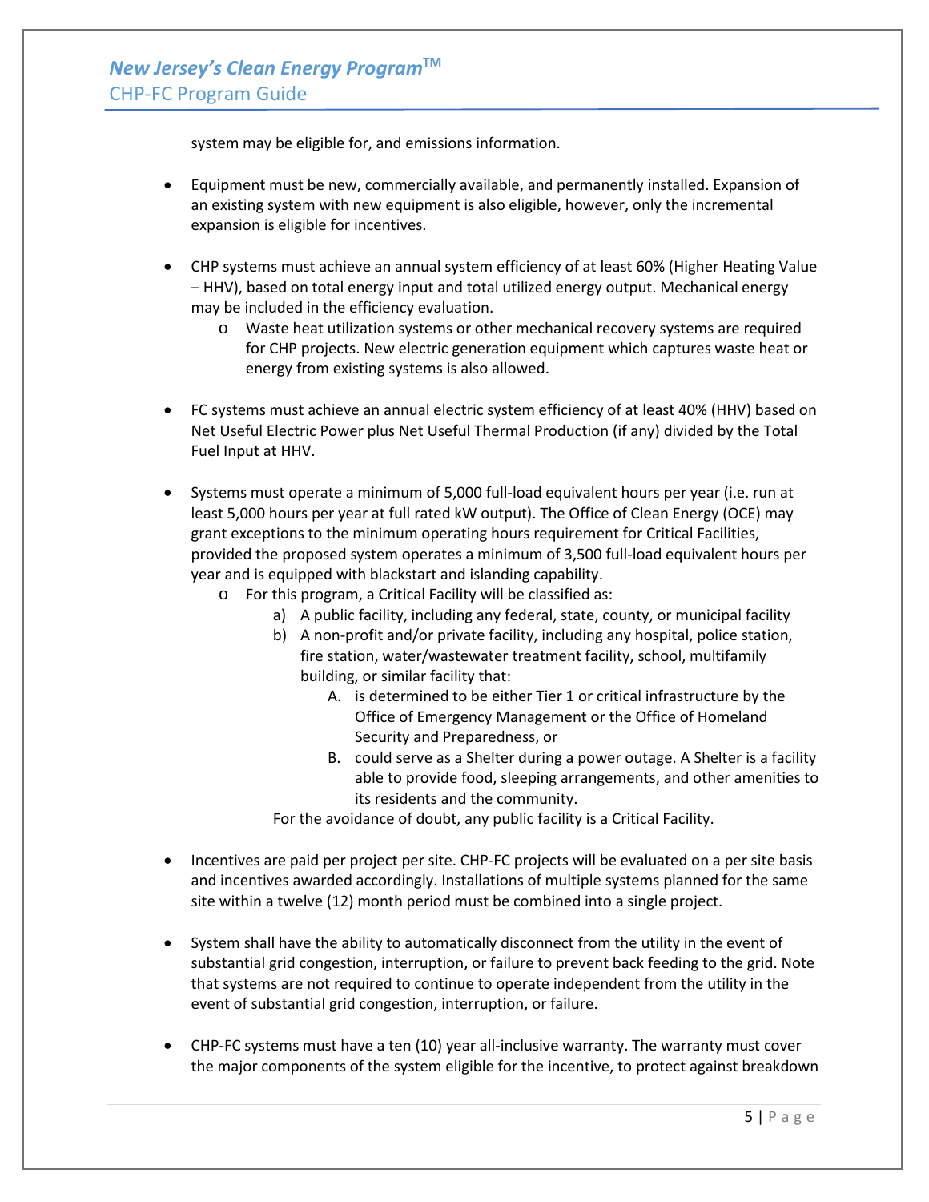system may be eligible for, and emissions information.

- Equipment must be new, commercially available, and permanently installed. Expansion of an existing system with new equipment is also eligible, however, only the incremental expansion is eligible for incentives.

- CHP systems must achieve an annual system efficiency of at least 60% (Higher Heating Value – HHV), based on total energy input and total utilized energy output. Mechanical energy may be included in the efficiency evaluation.
  - Waste heat utilization systems or other mechanical recovery systems are required for CHP projects. New electric generation equipment which captures waste heat or energy from existing systems is also allowed.

- FC systems must achieve an annual electric system efficiency of at least 40% (HHV) based on Net Useful Electric Power plus Net Useful Thermal Production (if any) divided by the Total Fuel Input at HHV.

- Systems must operate a minimum of 5,000 full-load equivalent hours per year (i.e. run at least 5,000 hours per year at full rated kW output). The Office of Clean Energy (OCE) may grant exceptions to the minimum operating hours requirement for Critical Facilities, provided the proposed system operates a minimum of 3,500 full-load equivalent hours per year and is equipped with blackstart and islanding capability.
  - For this program, a Critical Facility will be classified as:
    a) A public facility, including any federal, state, county, or municipal facility
    b) A non-profit and/or private facility, including any hospital, police station, fire station, water/wastewater treatment facility, school, multifamily building, or similar facility that:
       A. is determined to be either Tier 1 or critical infrastructure by the Office of Emergency Management or the Office of Homeland Security and Preparedness, or
       B. could serve as a Shelter during a power outage. A Shelter is a facility able to provide food, sleeping arrangements, and other amenities to its residents and the community.

    For the avoidance of doubt, any public facility is a Critical Facility.

- Incentives are paid per project per site. CHP-FC projects will be evaluated on a per site basis and incentives awarded accordingly. Installations of multiple systems planned for the same site within a twelve (12) month period must be combined into a single project.

- System shall have the ability to automatically disconnect from the utility in the event of substantial grid congestion, interruption, or failure to prevent back feeding to the grid. Note that systems are not required to continue to operate independent from the utility in the event of substantial grid congestion, interruption, or failure.

- CHP-FC systems must have a ten (10) year all-inclusive warranty. The warranty must cover the major components of the system eligible for the incentive, to protect against breakdown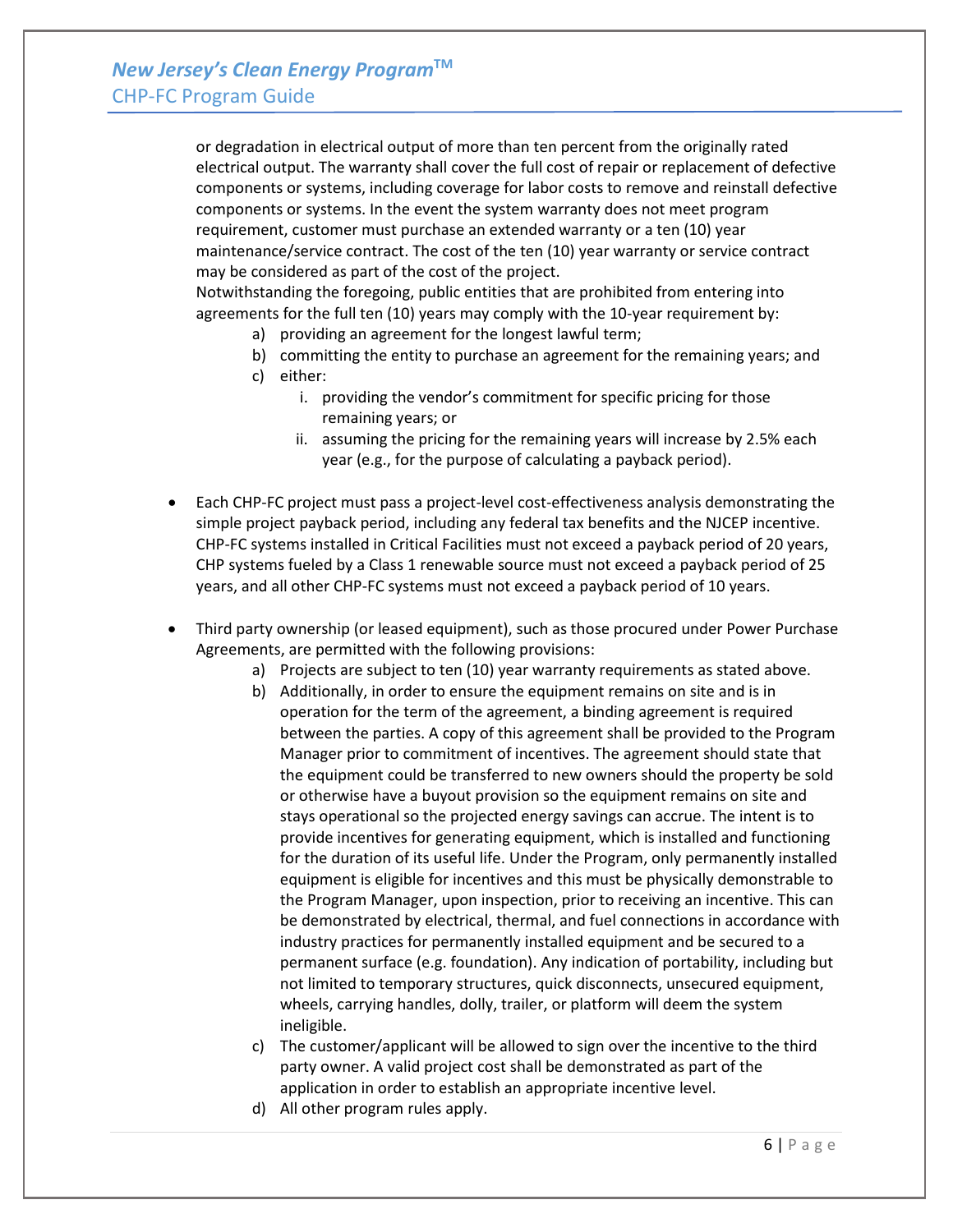or degradation in electrical output of more than ten percent from the originally rated electrical output. The warranty shall cover the full cost of repair or replacement of defective components or systems, including coverage for labor costs to remove and reinstall defective components or systems. In the event the system warranty does not meet program requirement, customer must purchase an extended warranty or a ten (10) year maintenance/service contract. The cost of the ten (10) year warranty or service contract may be considered as part of the cost of the project.
Notwithstanding the foregoing, public entities that are prohibited from entering into agreements for the full ten (10) years may comply with the 10-year requirement by:

a) providing an agreement for the longest lawful term;
b) committing the entity to purchase an agreement for the remaining years; and
c) either:
    i. providing the vendor's commitment for specific pricing for those remaining years; or
    ii. assuming the pricing for the remaining years will increase by 2.5% each year (e.g., for the purpose of calculating a payback period).

- Each CHP-FC project must pass a project-level cost-effectiveness analysis demonstrating the simple project payback period, including any federal tax benefits and the NJCEP incentive. CHP-FC systems installed in Critical Facilities must not exceed a payback period of 20 years, CHP systems fueled by a Class 1 renewable source must not exceed a payback period of 25 years, and all other CHP-FC systems must not exceed a payback period of 10 years.

- Third party ownership (or leased equipment), such as those procured under Power Purchase Agreements, are permitted with the following provisions:
    a) Projects are subject to ten (10) year warranty requirements as stated above.
    b) Additionally, in order to ensure the equipment remains on site and is in operation for the term of the agreement, a binding agreement is required between the parties. A copy of this agreement shall be provided to the Program Manager prior to commitment of incentives. The agreement should state that the equipment could be transferred to new owners should the property be sold or otherwise have a buyout provision so the equipment remains on site and stays operational so the projected energy savings can accrue. The intent is to provide incentives for generating equipment, which is installed and functioning for the duration of its useful life. Under the Program, only permanently installed equipment is eligible for incentives and this must be physically demonstrable to the Program Manager, upon inspection, prior to receiving an incentive. This can be demonstrated by electrical, thermal, and fuel connections in accordance with industry practices for permanently installed equipment and be secured to a permanent surface (e.g. foundation). Any indication of portability, including but not limited to temporary structures, quick disconnects, unsecured equipment, wheels, carrying handles, dolly, trailer, or platform will deem the system ineligible.
    c) The customer/applicant will be allowed to sign over the incentive to the third party owner. A valid project cost shall be demonstrated as part of the application in order to establish an appropriate incentive level.
    d) All other program rules apply.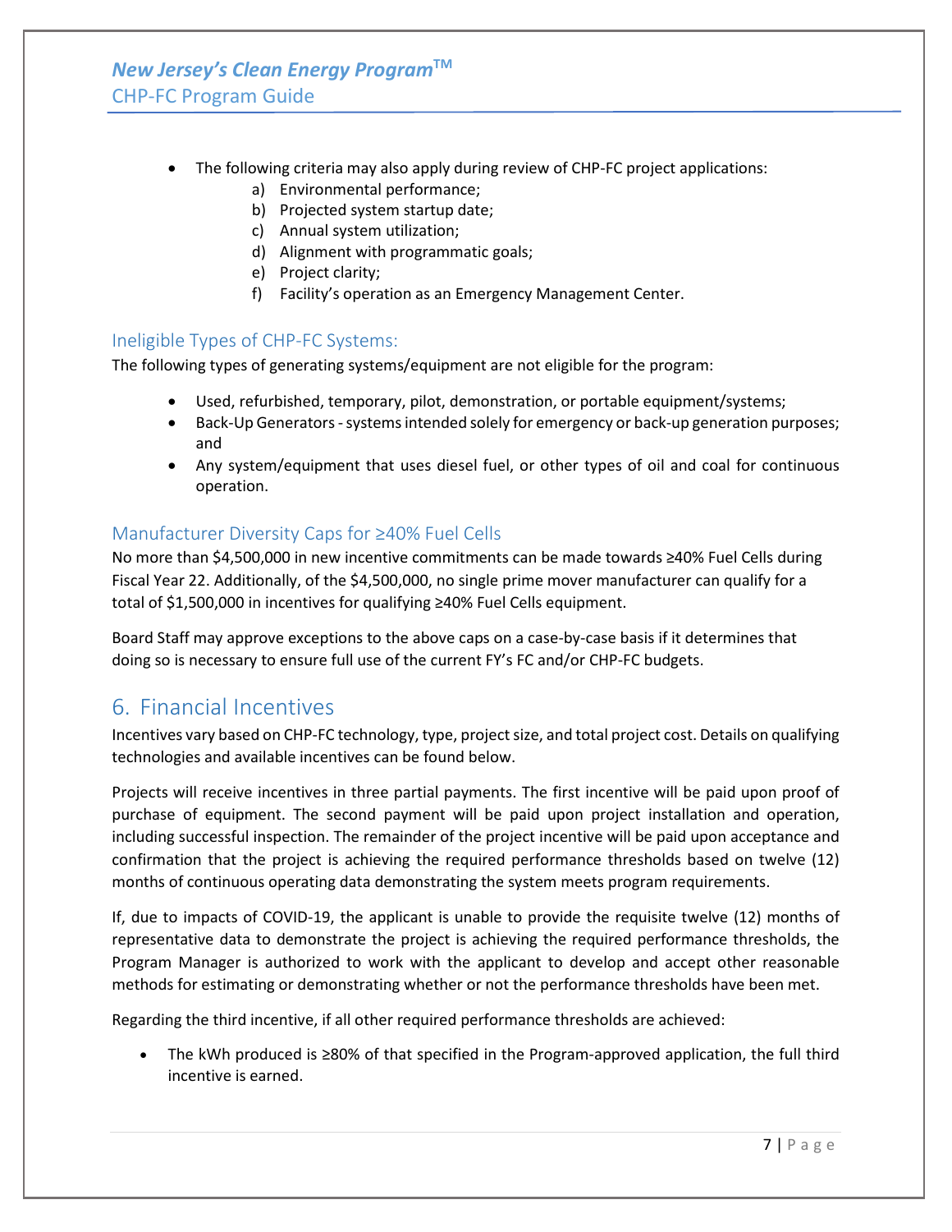- The following criteria may also apply during review of CHP-FC project applications:
    a) Environmental performance;
    b) Projected system startup date;
    c) Annual system utilization;
    d) Alignment with programmatic goals;
    e) Project clarity;
    f) Facility's operation as an Emergency Management Center.

### Ineligible Types of CHP-FC Systems:

The following types of generating systems/equipment are not eligible for the program:

- Used, refurbished, temporary, pilot, demonstration, or portable equipment/systems;
- Back-Up Generators - systems intended solely for emergency or back-up generation purposes; and
- Any system/equipment that uses diesel fuel, or other types of oil and coal for continuous operation.

### Manufacturer Diversity Caps for ≥40% Fuel Cells

No more than $4,500,000 in new incentive commitments can be made towards ≥40% Fuel Cells during Fiscal Year 22. Additionally, of the $4,500,000, no single prime mover manufacturer can qualify for a total of $1,500,000 in incentives for qualifying ≥40% Fuel Cells equipment.

Board Staff may approve exceptions to the above caps on a case-by-case basis if it determines that doing so is necessary to ensure full use of the current FY's FC and/or CHP-FC budgets.

## 6. Financial Incentives

Incentives vary based on CHP-FC technology, type, project size, and total project cost. Details on qualifying technologies and available incentives can be found below.

Projects will receive incentives in three partial payments. The first incentive will be paid upon proof of purchase of equipment. The second payment will be paid upon project installation and operation, including successful inspection. The remainder of the project incentive will be paid upon acceptance and confirmation that the project is achieving the required performance thresholds based on twelve (12) months of continuous operating data demonstrating the system meets program requirements.

If, due to impacts of COVID-19, the applicant is unable to provide the requisite twelve (12) months of representative data to demonstrate the project is achieving the required performance thresholds, the Program Manager is authorized to work with the applicant to develop and accept other reasonable methods for estimating or demonstrating whether or not the performance thresholds have been met.

Regarding the third incentive, if all other required performance thresholds are achieved:

- The kWh produced is ≥80% of that specified in the Program-approved application, the full third incentive is earned.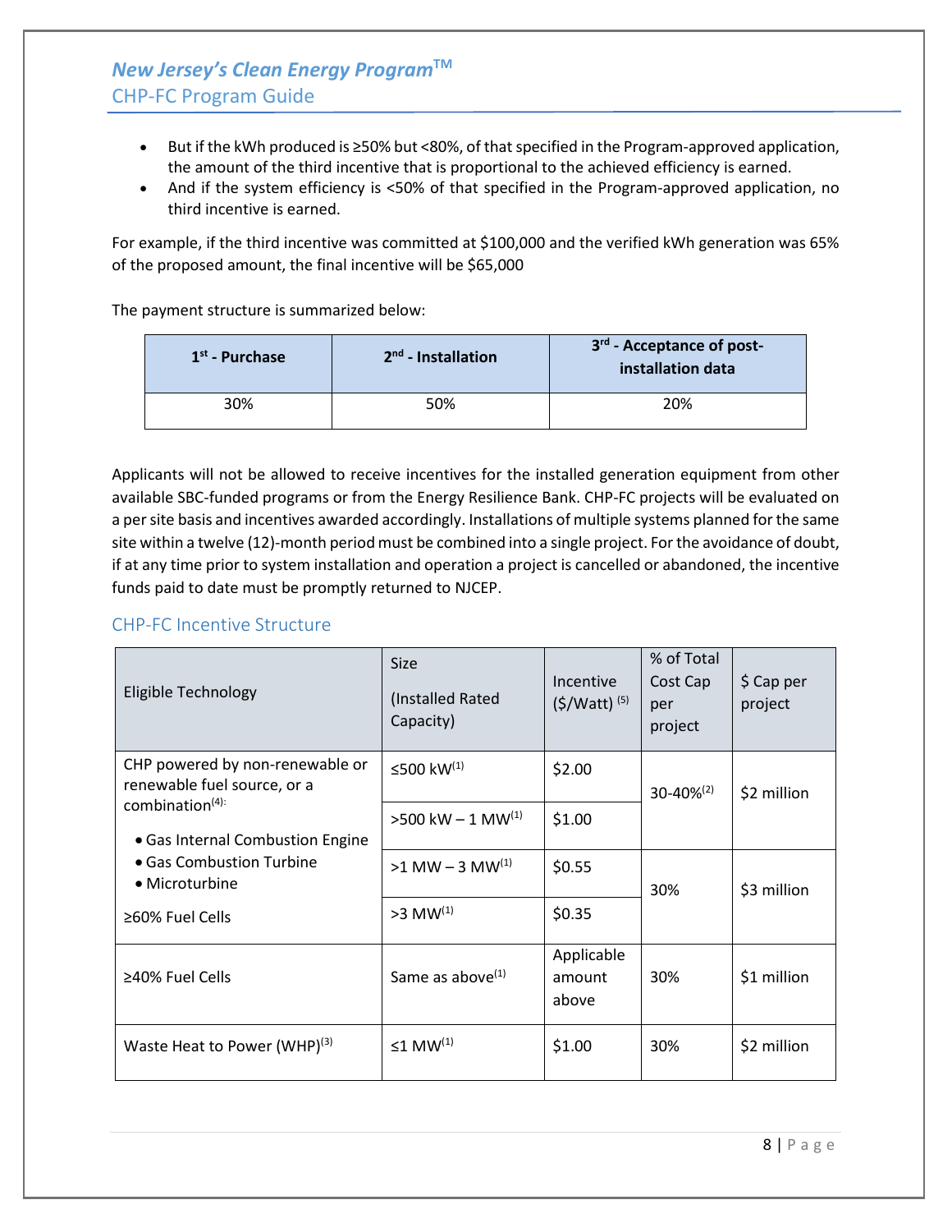- But if the kWh produced is ≥50% but <80%, of that specified in the Program-approved application, the amount of the third incentive that is proportional to the achieved efficiency is earned.
- And if the system efficiency is <50% of that specified in the Program-approved application, no third incentive is earned.

For example, if the third incentive was committed at $100,000 and the verified kWh generation was 65% of the proposed amount, the final incentive will be $65,000

The payment structure is summarized below:

| 1st - Purchase | 2nd - Installation | 3rd - Acceptance of post-installation data |
|---|---|---|
| 30% | 50% | 20% |

Applicants will not be allowed to receive incentives for the installed generation equipment from other available SBC-funded programs or from the Energy Resilience Bank. CHP-FC projects will be evaluated on a per site basis and incentives awarded accordingly. Installations of multiple systems planned for the same site within a twelve (12)-month period must be combined into a single project. For the avoidance of doubt, if at any time prior to system installation and operation a project is cancelled or abandoned, the incentive funds paid to date must be promptly returned to NJCEP.

## CHP-FC Incentive Structure

| Eligible Technology | Size (Installed Rated Capacity) | Incentive ($/Watt) (5) | % of Total Cost Cap per project | $ Cap per project |
|---|---|---|---|---|
| CHP powered by non-renewable or renewable fuel source, or a combination(4): • Gas Internal Combustion Engine • Gas Combustion Turbine • Microturbine ≥60% Fuel Cells | ≤500 kW(1) | $2.00 | 30-40%(2) | $2 million |
| | >500 kW – 1 MW(1) | $1.00 | | |
| | >1 MW – 3 MW(1) | $0.55 | 30% | $3 million |
| | >3 MW(1) | $0.35 | | |
| ≥40% Fuel Cells | Same as above(1) | Applicable amount above | 30% | $1 million |
| Waste Heat to Power (WHP)(3) | ≤1 MW(1) | $1.00 | 30% | $2 million |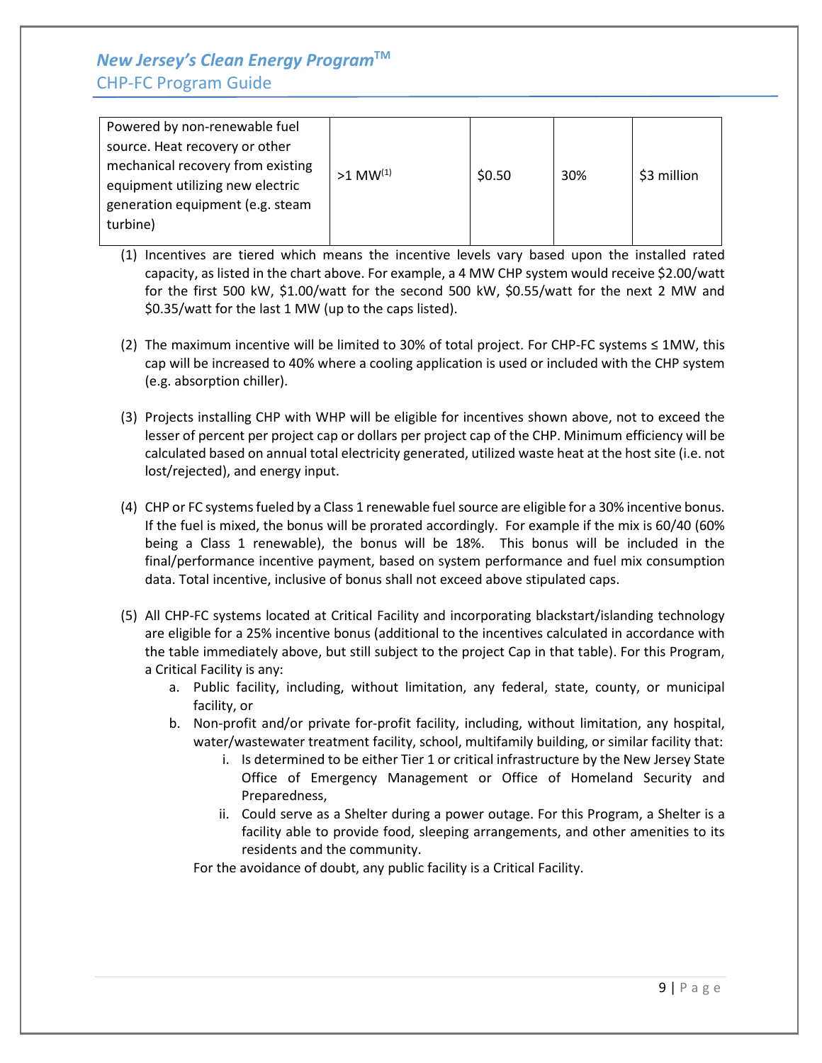| Powered by non-renewable fuel source. Heat recovery or other mechanical recovery from existing equipment utilizing new electric generation equipment (e.g. steam turbine) | >1 MW[(1)] | $0.50 | 30% | $3 million |
|---|---|---|---|---|

(1) Incentives are tiered which means the incentive levels vary based upon the installed rated capacity, as listed in the chart above. For example, a 4 MW CHP system would receive $2.00/watt for the first 500 kW, $1.00/watt for the second 500 kW, $0.55/watt for the next 2 MW and $0.35/watt for the last 1 MW (up to the caps listed).

(2) The maximum incentive will be limited to 30% of total project. For CHP-FC systems ≤ 1MW, this cap will be increased to 40% where a cooling application is used or included with the CHP system (e.g. absorption chiller).

(3) Projects installing CHP with WHP will be eligible for incentives shown above, not to exceed the lesser of percent per project cap or dollars per project cap of the CHP. Minimum efficiency will be calculated based on annual total electricity generated, utilized waste heat at the host site (i.e. not lost/rejected), and energy input.

(4) CHP or FC systems fueled by a Class 1 renewable fuel source are eligible for a 30% incentive bonus. If the fuel is mixed, the bonus will be prorated accordingly. For example if the mix is 60/40 (60% being a Class 1 renewable), the bonus will be 18%. This bonus will be included in the final/performance incentive payment, based on system performance and fuel mix consumption data. Total incentive, inclusive of bonus shall not exceed above stipulated caps.

(5) All CHP-FC systems located at Critical Facility and incorporating blackstart/islanding technology are eligible for a 25% incentive bonus (additional to the incentives calculated in accordance with the table immediately above, but still subject to the project Cap in that table). For this Program, a Critical Facility is any:
   a. Public facility, including, without limitation, any federal, state, county, or municipal facility, or
   b. Non-profit and/or private for-profit facility, including, without limitation, any hospital, water/wastewater treatment facility, school, multifamily building, or similar facility that:
      i. Is determined to be either Tier 1 or critical infrastructure by the New Jersey State Office of Emergency Management or Office of Homeland Security and Preparedness,
      ii. Could serve as a Shelter during a power outage. For this Program, a Shelter is a facility able to provide food, sleeping arrangements, and other amenities to its residents and the community.

   For the avoidance of doubt, any public facility is a Critical Facility.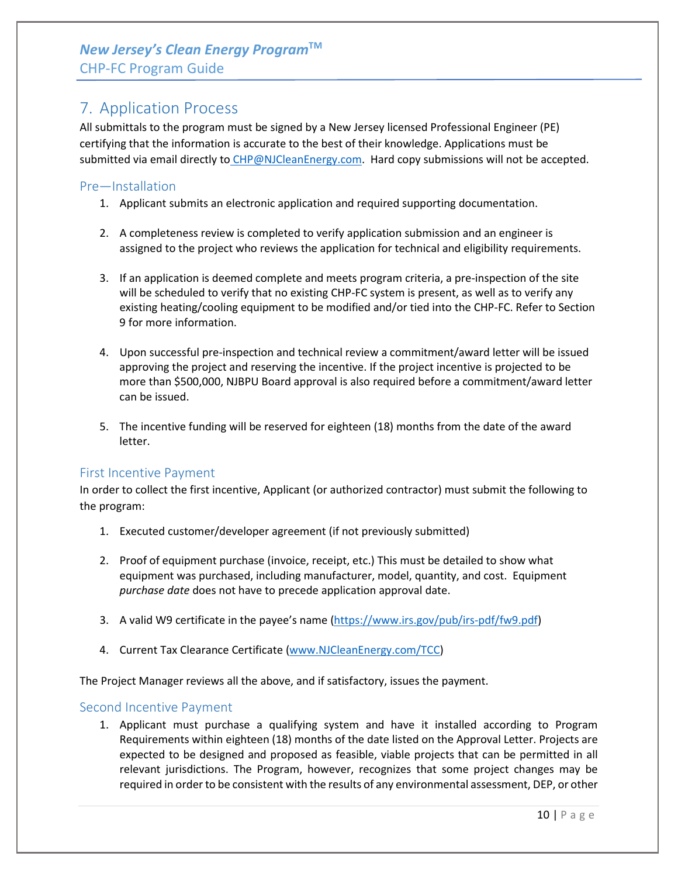## 7. Application Process

All submittals to the program must be signed by a New Jersey licensed Professional Engineer (PE) certifying that the information is accurate to the best of their knowledge. Applications must be submitted via email directly to CHP@NJCleanEnergy.com. Hard copy submissions will not be accepted.

### Pre—Installation

1. Applicant submits an electronic application and required supporting documentation.

2. A completeness review is completed to verify application submission and an engineer is assigned to the project who reviews the application for technical and eligibility requirements.

3. If an application is deemed complete and meets program criteria, a pre-inspection of the site will be scheduled to verify that no existing CHP-FC system is present, as well as to verify any existing heating/cooling equipment to be modified and/or tied into the CHP-FC. Refer to Section 9 for more information.

4. Upon successful pre-inspection and technical review a commitment/award letter will be issued approving the project and reserving the incentive. If the project incentive is projected to be more than $500,000, NJBPU Board approval is also required before a commitment/award letter can be issued.

5. The incentive funding will be reserved for eighteen (18) months from the date of the award letter.

### First Incentive Payment

In order to collect the first incentive, Applicant (or authorized contractor) must submit the following to the program:

1. Executed customer/developer agreement (if not previously submitted)

2. Proof of equipment purchase (invoice, receipt, etc.) This must be detailed to show what equipment was purchased, including manufacturer, model, quantity, and cost. Equipment *purchase date* does not have to precede application approval date.

3. A valid W9 certificate in the payee's name (https://www.irs.gov/pub/irs-pdf/fw9.pdf)

4. Current Tax Clearance Certificate (www.NJCleanEnergy.com/TCC)

The Project Manager reviews all the above, and if satisfactory, issues the payment.

### Second Incentive Payment

1. Applicant must purchase a qualifying system and have it installed according to Program Requirements within eighteen (18) months of the date listed on the Approval Letter. Projects are expected to be designed and proposed as feasible, viable projects that can be permitted in all relevant jurisdictions. The Program, however, recognizes that some project changes may be required in order to be consistent with the results of any environmental assessment, DEP, or other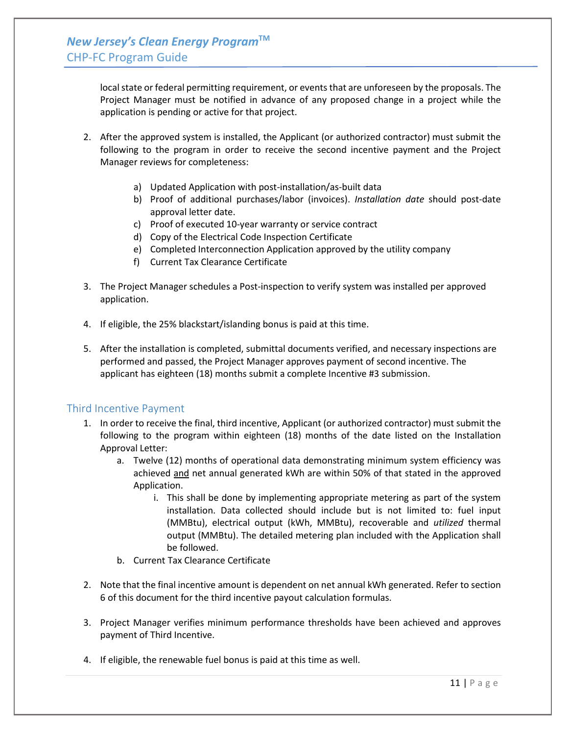local state or federal permitting requirement, or events that are unforeseen by the proposals. The Project Manager must be notified in advance of any proposed change in a project while the application is pending or active for that project.

2. After the approved system is installed, the Applicant (or authorized contractor) must submit the following to the program in order to receive the second incentive payment and the Project Manager reviews for completeness:

    a) Updated Application with post-installation/as-built data
    b) Proof of additional purchases/labor (invoices). *Installation date* should post-date approval letter date.
    c) Proof of executed 10-year warranty or service contract
    d) Copy of the Electrical Code Inspection Certificate
    e) Completed Interconnection Application approved by the utility company
    f) Current Tax Clearance Certificate

3. The Project Manager schedules a Post-inspection to verify system was installed per approved application.

4. If eligible, the 25% blackstart/islanding bonus is paid at this time.

5. After the installation is completed, submittal documents verified, and necessary inspections are performed and passed, the Project Manager approves payment of second incentive. The applicant has eighteen (18) months submit a complete Incentive #3 submission.

## Third Incentive Payment

1. In order to receive the final, third incentive, Applicant (or authorized contractor) must submit the following to the program within eighteen (18) months of the date listed on the Installation Approval Letter:
    a. Twelve (12) months of operational data demonstrating minimum system efficiency was achieved <u>and</u> net annual generated kWh are within 50% of that stated in the approved Application.
        i. This shall be done by implementing appropriate metering as part of the system installation. Data collected should include but is not limited to: fuel input (MMBtu), electrical output (kWh, MMBtu), recoverable and *utilized* thermal output (MMBtu). The detailed metering plan included with the Application shall be followed.
    b. Current Tax Clearance Certificate

2. Note that the final incentive amount is dependent on net annual kWh generated. Refer to section 6 of this document for the third incentive payout calculation formulas.

3. Project Manager verifies minimum performance thresholds have been achieved and approves payment of Third Incentive.

4. If eligible, the renewable fuel bonus is paid at this time as well.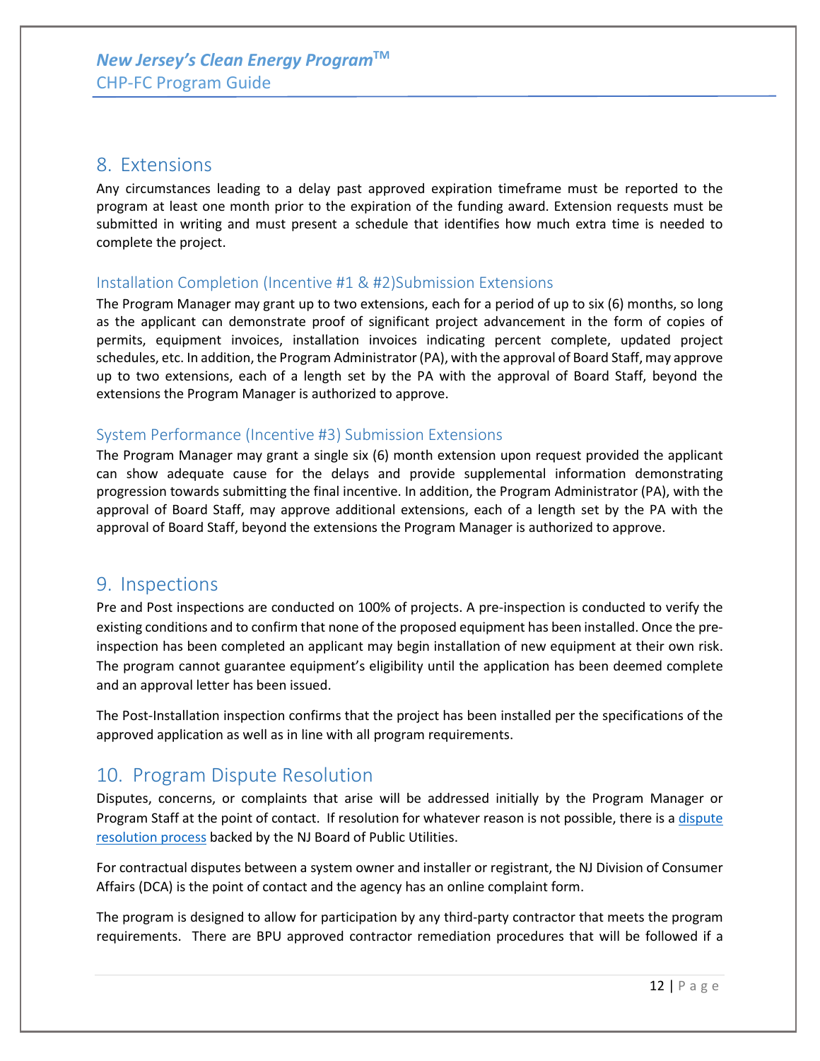## 8. Extensions

Any circumstances leading to a delay past approved expiration timeframe must be reported to the program at least one month prior to the expiration of the funding award. Extension requests must be submitted in writing and must present a schedule that identifies how much extra time is needed to complete the project.

### Installation Completion (Incentive #1 & #2)Submission Extensions

The Program Manager may grant up to two extensions, each for a period of up to six (6) months, so long as the applicant can demonstrate proof of significant project advancement in the form of copies of permits, equipment invoices, installation invoices indicating percent complete, updated project schedules, etc. In addition, the Program Administrator (PA), with the approval of Board Staff, may approve up to two extensions, each of a length set by the PA with the approval of Board Staff, beyond the extensions the Program Manager is authorized to approve.

### System Performance (Incentive #3) Submission Extensions

The Program Manager may grant a single six (6) month extension upon request provided the applicant can show adequate cause for the delays and provide supplemental information demonstrating progression towards submitting the final incentive. In addition, the Program Administrator (PA), with the approval of Board Staff, may approve additional extensions, each of a length set by the PA with the approval of Board Staff, beyond the extensions the Program Manager is authorized to approve.

## 9. Inspections

Pre and Post inspections are conducted on 100% of projects. A pre-inspection is conducted to verify the existing conditions and to confirm that none of the proposed equipment has been installed. Once the pre-inspection has been completed an applicant may begin installation of new equipment at their own risk. The program cannot guarantee equipment's eligibility until the application has been deemed complete and an approval letter has been issued.

The Post-Installation inspection confirms that the project has been installed per the specifications of the approved application as well as in line with all program requirements.

## 10. Program Dispute Resolution

Disputes, concerns, or complaints that arise will be addressed initially by the Program Manager or Program Staff at the point of contact. If resolution for whatever reason is not possible, there is a dispute resolution process backed by the NJ Board of Public Utilities.

For contractual disputes between a system owner and installer or registrant, the NJ Division of Consumer Affairs (DCA) is the point of contact and the agency has an online complaint form.

The program is designed to allow for participation by any third-party contractor that meets the program requirements. There are BPU approved contractor remediation procedures that will be followed if a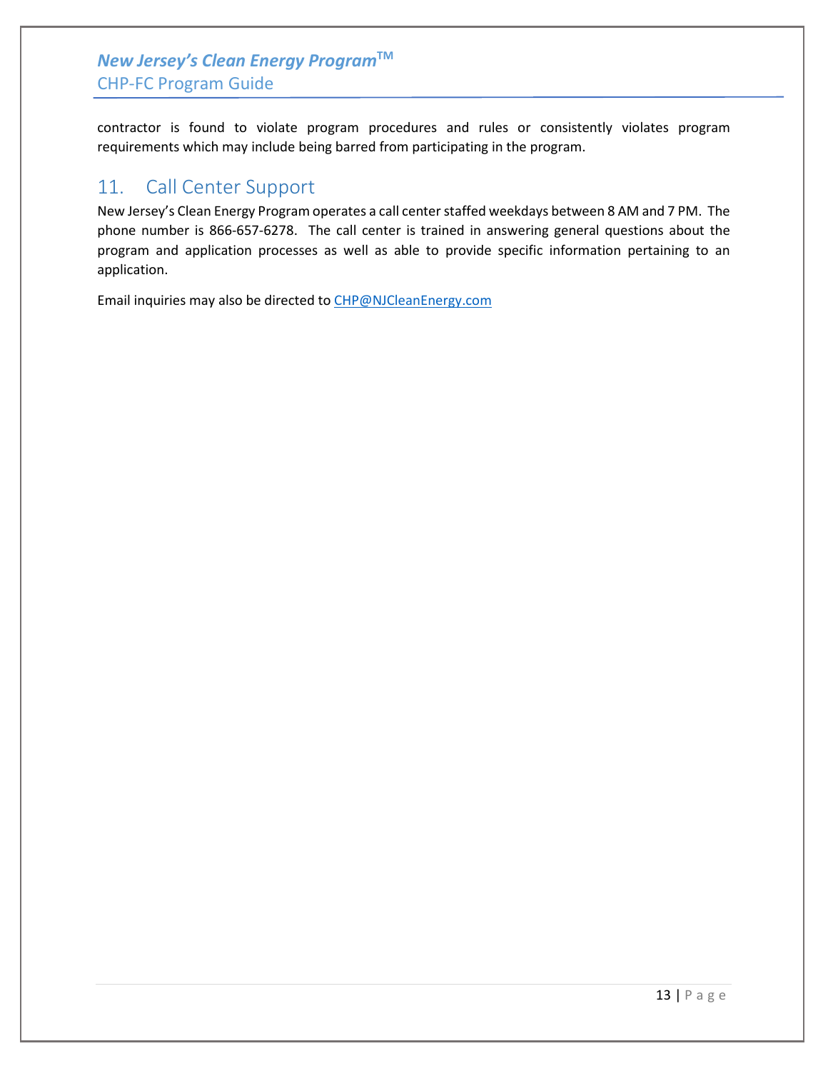contractor is found to violate program procedures and rules or consistently violates program requirements which may include being barred from participating in the program.

## 11. Call Center Support

New Jersey's Clean Energy Program operates a call center staffed weekdays between 8 AM and 7 PM. The phone number is 866-657-6278. The call center is trained in answering general questions about the program and application processes as well as able to provide specific information pertaining to an application.

Email inquiries may also be directed to [CHP@NJCleanEnergy.com](mailto:CHP@NJCleanEnergy.com)